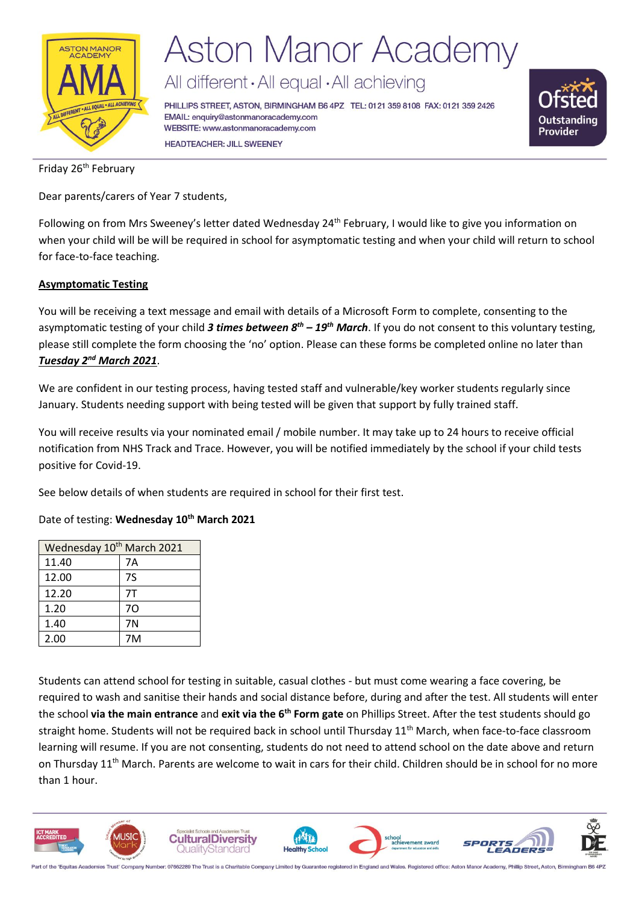# Aston Manor Academy

All different • All equal • All achieving

PHILLIPS STREET, ASTON, BIRMINGHAM B6 4PZ TEL: 0121 359 8108 FAX: 0121 359 2426
EMAIL: enquiry@astonmanoracademy.com
WEBSITE: www.astonmanoracademy.com

HEADTEACHER: JILL SWEENEY

Friday 26th February

Dear parents/carers of Year 7 students,

Following on from Mrs Sweeney's letter dated Wednesday 24th February, I would like to give you information on when your child will be will be required in school for asymptomatic testing and when your child will return to school for face-to-face teaching.

## Asymptomatic Testing

You will be receiving a text message and email with details of a Microsoft Form to complete, consenting to the asymptomatic testing of your child ***3 times between 8th – 19th March***. If you do not consent to this voluntary testing, please still complete the form choosing the 'no' option. Please can these forms be completed online no later than ***Tuesday 2nd March 2021***.

We are confident in our testing process, having tested staff and vulnerable/key worker students regularly since January. Students needing support with being tested will be given that support by fully trained staff.

You will receive results via your nominated email / mobile number. It may take up to 24 hours to receive official notification from NHS Track and Trace. However, you will be notified immediately by the school if your child tests positive for Covid-19.

See below details of when students are required in school for their first test.

Date of testing: **Wednesday 10th March 2021**

| Wednesday 10th March 2021 | |
|---|---|
| 11.40 | 7A |
| 12.00 | 7S |
| 12.20 | 7T |
| 1.20 | 7O |
| 1.40 | 7N |
| 2.00 | 7M |

Students can attend school for testing in suitable, casual clothes - but must come wearing a face covering, be required to wash and sanitise their hands and social distance before, during and after the test. All students will enter the school **via the main entrance** and **exit via the 6th Form gate** on Phillips Street. After the test students should go straight home. Students will not be required back in school until Thursday 11th March, when face-to-face classroom learning will resume. If you are not consenting, students do not need to attend school on the date above and return on Thursday 11th March. Parents are welcome to wait in cars for their child. Children should be in school for no more than 1 hour.

Part of the 'Equitas Academies Trust' Company Number: 07662289 The Trust is a Charitable Company Limited by Guarantee registered in England and Wales. Registered office: Aston Manor Academy, Phillip Street, Aston, Birmingham B6 4PZ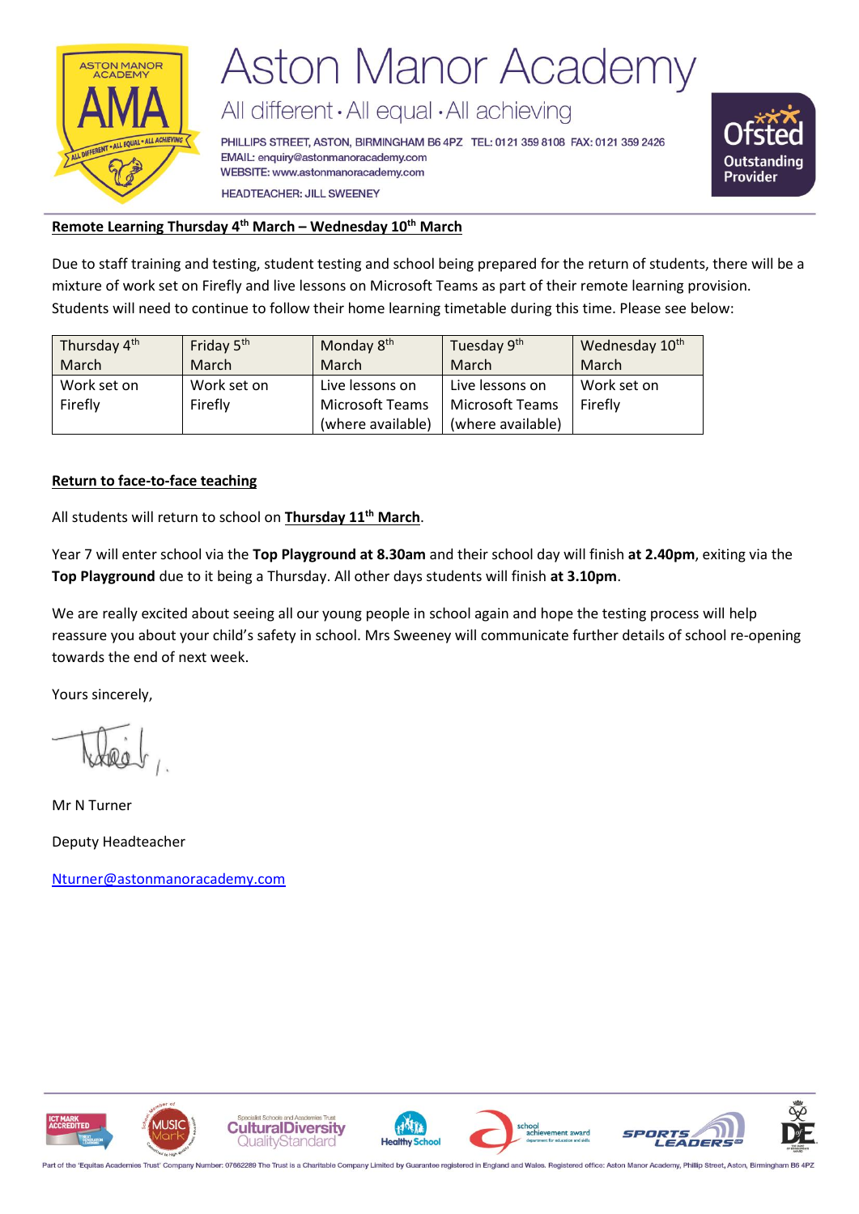# Aston Manor Academy

All different • All equal • All achieving

PHILLIPS STREET, ASTON, BIRMINGHAM B6 4PZ TEL: 0121 359 8108 FAX: 0121 359 2426
EMAIL: enquiry@astonmanoracademy.com
WEBSITE: www.astonmanoracademy.com

HEADTEACHER: JILL SWEENEY

**Remote Learning Thursday 4th March – Wednesday 10th March**

Due to staff training and testing, student testing and school being prepared for the return of students, there will be a mixture of work set on Firefly and live lessons on Microsoft Teams as part of their remote learning provision. Students will need to continue to follow their home learning timetable during this time. Please see below:

| Thursday 4th March | Friday 5th March | Monday 8th March | Tuesday 9th March | Wednesday 10th March |
|---|---|---|---|---|
| Work set on Firefly | Work set on Firefly | Live lessons on Microsoft Teams (where available) | Live lessons on Microsoft Teams (where available) | Work set on Firefly |

**Return to face-to-face teaching**

All students will return to school on **Thursday 11th March**.

Year 7 will enter school via the **Top Playground at 8.30am** and their school day will finish **at 2.40pm**, exiting via the **Top Playground** due to it being a Thursday. All other days students will finish **at 3.10pm**.

We are really excited about seeing all our young people in school again and hope the testing process will help reassure you about your child's safety in school. Mrs Sweeney will communicate further details of school re-opening towards the end of next week.

Yours sincerely,

Mr N Turner

Deputy Headteacher

Nturner@astonmanoracademy.com

Part of the 'Equitas Academies Trust' Company Number: 07662289 The Trust is a Charitable Company Limited by Guarantee registered in England and Wales. Registered office: Aston Manor Academy, Phillip Street, Aston, Birmingham B6 4PZ